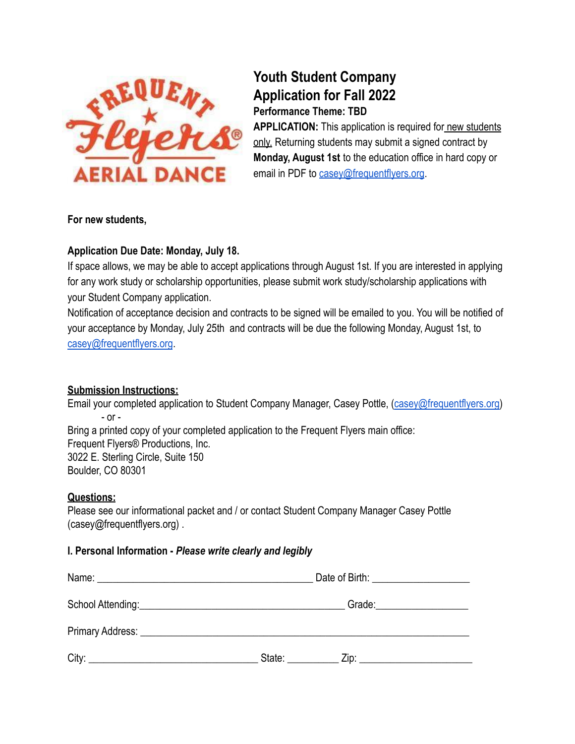# Youth Student Company
# Application for Fall 2022

**Performance Theme: TBD**

**APPLICATION:** This application is required for new students only. Returning students may submit a signed contract by **Monday, August 1st** to the education office in hard copy or email in PDF to casey@frequentflyers.org.

**For new students,**

**Application Due Date: Monday, July 18.**

If space allows, we may be able to accept applications through August 1st. If you are interested in applying for any work study or scholarship opportunities, please submit work study/scholarship applications with your Student Company application.

Notification of acceptance decision and contracts to be signed will be emailed to you. You will be notified of your acceptance by Monday, July 25th and contracts will be due the following Monday, August 1st, to casey@frequentflyers.org.

**Submission Instructions:**

Email your completed application to Student Company Manager, Casey Pottle, (casey@frequentflyers.org)

- or -

Bring a printed copy of your completed application to the Frequent Flyers main office:
Frequent Flyers® Productions, Inc.
3022 E. Sterling Circle, Suite 150
Boulder, CO 80301

**Questions:**

Please see our informational packet and / or contact Student Company Manager Casey Pottle (casey@frequentflyers.org) .

### I. Personal Information - *Please write clearly and legibly*

Name: ________________________________________ Date of Birth: __________________

School Attending: _____________________________________ Grade: _________________

Primary Address: ____________________________________________________________

City: _______________________________ State: _________ Zip: ____________________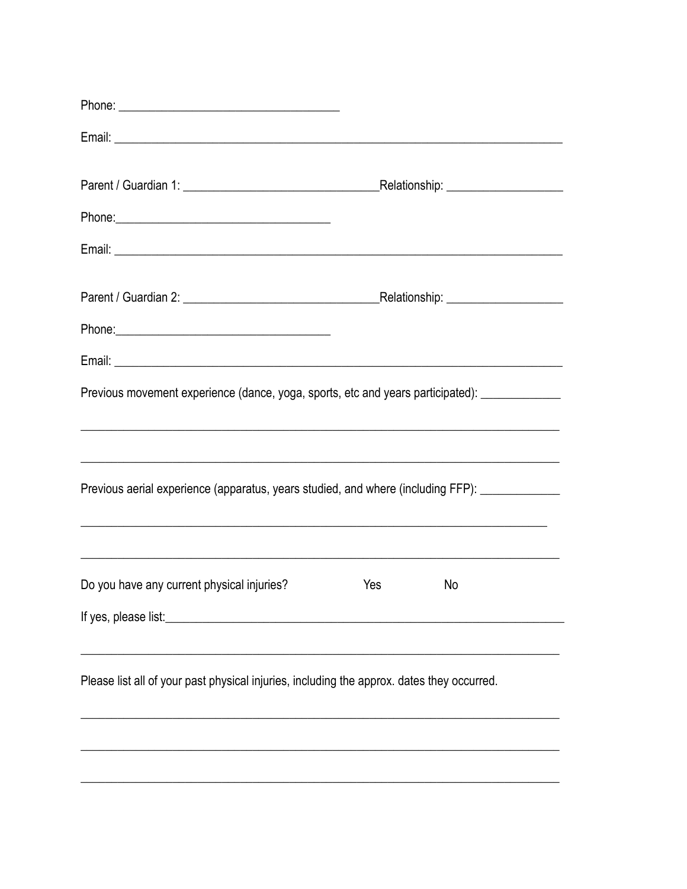Phone: ___________________________________

Email: ______________________________________________________________________

Parent / Guardian 1: ______________________________Relationship: __________________

Phone:__________________________________

Email: ______________________________________________________________________

Parent / Guardian 2: ______________________________Relationship: __________________

Phone:__________________________________

Email: ______________________________________________________________________

Previous movement experience (dance, yoga, sports, etc and years participated): _____________

___________________________________________________________________________

___________________________________________________________________________

Previous aerial experience (apparatus, years studied, and where (including FFP): _____________

_________________________________________________________________________

___________________________________________________________________________

Do you have any current physical injuries? Yes No

If yes, please list:_____________________________________________________________

___________________________________________________________________________

Please list all of your past physical injuries, including the approx. dates they occurred.

___________________________________________________________________________

___________________________________________________________________________

___________________________________________________________________________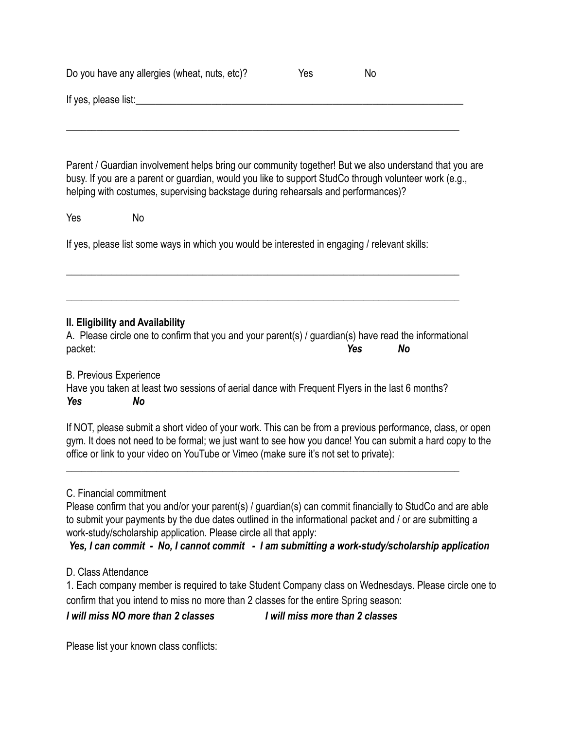Do you have any allergies (wheat, nuts, etc)?    Yes    No

If yes, please list:______________________________________________________________________

______________________________________________________________________________

Parent / Guardian involvement helps bring our community together! But we also understand that you are busy. If you are a parent or guardian, would you like to support StudCo through volunteer work (e.g., helping with costumes, supervising backstage during rehearsals and performances)?

Yes    No

If yes, please list some ways in which you would be interested in engaging / relevant skills:

______________________________________________________________________________

______________________________________________________________________________

**II. Eligibility and Availability**

A. Please circle one to confirm that you and your parent(s) / guardian(s) have read the informational packet:    ***Yes***    ***No***

B. Previous Experience

Have you taken at least two sessions of aerial dance with Frequent Flyers in the last 6 months?

***Yes***    ***No***

If NOT, please submit a short video of your work. This can be from a previous performance, class, or open gym. It does not need to be formal; we just want to see how you dance! You can submit a hard copy to the office or link to your video on YouTube or Vimeo (make sure it's not set to private):

______________________________________________________________________________

C. Financial commitment

Please confirm that you and/or your parent(s) / guardian(s) can commit financially to StudCo and are able to submit your payments by the due dates outlined in the informational packet and / or are submitting a work-study/scholarship application. Please circle all that apply:

***Yes, I can commit - No, I cannot commit - I am submitting a work-study/scholarship application***

D. Class Attendance

1. Each company member is required to take Student Company class on Wednesdays. Please circle one to confirm that you intend to miss no more than 2 classes for the entire Spring season:

***I will miss NO more than 2 classes***    ***I will miss more than 2 classes***

Please list your known class conflicts: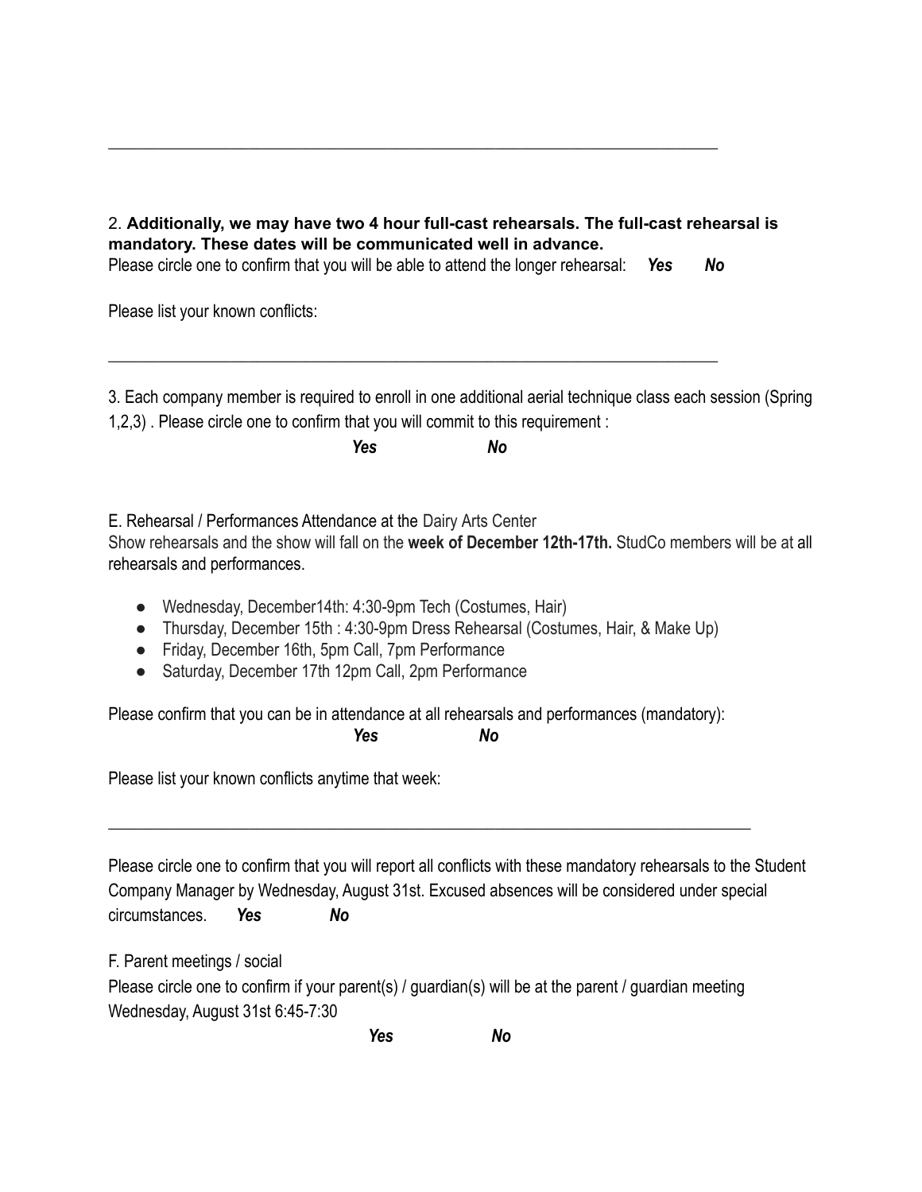\_\_\_\_\_\_\_\_\_\_\_\_\_\_\_\_\_\_\_\_\_\_\_\_\_\_\_\_\_\_\_\_\_\_\_\_\_\_\_\_\_\_\_\_\_\_\_\_\_\_\_\_\_\_\_\_\_\_\_\_\_\_\_\_\_\_\_\_\_\_

2. **Additionally, we may have two 4 hour full-cast rehearsals. The full-cast rehearsal is mandatory. These dates will be communicated well in advance.**

Please circle one to confirm that you will be able to attend the longer rehearsal: ***Yes*** ***No***

Please list your known conflicts:

\_\_\_\_\_\_\_\_\_\_\_\_\_\_\_\_\_\_\_\_\_\_\_\_\_\_\_\_\_\_\_\_\_\_\_\_\_\_\_\_\_\_\_\_\_\_\_\_\_\_\_\_\_\_\_\_\_\_\_\_\_\_\_\_\_\_\_\_\_\_

3. Each company member is required to enroll in one additional aerial technique class each session (Spring 1,2,3) . Please circle one to confirm that you will commit to this requirement :

***Yes*** ***No***

E. Rehearsal / Performances Attendance at the Dairy Arts Center

Show rehearsals and the show will fall on the **week of December 12th-17th.** StudCo members will be at all rehearsals and performances.

- Wednesday, December14th: 4:30-9pm Tech (Costumes, Hair)
- Thursday, December 15th : 4:30-9pm Dress Rehearsal (Costumes, Hair, & Make Up)
- Friday, December 16th, 5pm Call, 7pm Performance
- Saturday, December 17th 12pm Call, 2pm Performance

Please confirm that you can be in attendance at all rehearsals and performances (mandatory):

***Yes*** ***No***

Please list your known conflicts anytime that week:

\_\_\_\_\_\_\_\_\_\_\_\_\_\_\_\_\_\_\_\_\_\_\_\_\_\_\_\_\_\_\_\_\_\_\_\_\_\_\_\_\_\_\_\_\_\_\_\_\_\_\_\_\_\_\_\_\_\_\_\_\_\_\_\_\_\_\_\_\_\_

Please circle one to confirm that you will report all conflicts with these mandatory rehearsals to the Student Company Manager by Wednesday, August 31st. Excused absences will be considered under special circumstances. ***Yes*** ***No***

F. Parent meetings / social

Please circle one to confirm if your parent(s) / guardian(s) will be at the parent / guardian meeting Wednesday, August 31st 6:45-7:30

***Yes*** ***No***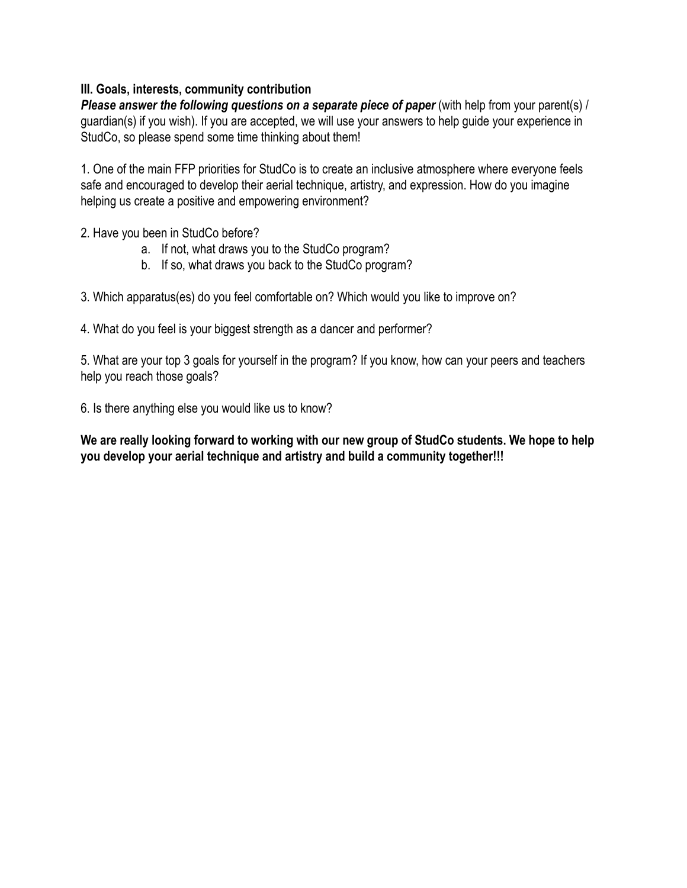**III. Goals, interests, community contribution**

***Please answer the following questions on a separate piece of paper*** (with help from your parent(s) / guardian(s) if you wish). If you are accepted, we will use your answers to help guide your experience in StudCo, so please spend some time thinking about them!

1. One of the main FFP priorities for StudCo is to create an inclusive atmosphere where everyone feels safe and encouraged to develop their aerial technique, artistry, and expression. How do you imagine helping us create a positive and empowering environment?

2. Have you been in StudCo before?
    a. If not, what draws you to the StudCo program?
    b. If so, what draws you back to the StudCo program?

3. Which apparatus(es) do you feel comfortable on? Which would you like to improve on?

4. What do you feel is your biggest strength as a dancer and performer?

5. What are your top 3 goals for yourself in the program? If you know, how can your peers and teachers help you reach those goals?

6. Is there anything else you would like us to know?

**We are really looking forward to working with our new group of StudCo students. We hope to help you develop your aerial technique and artistry and build a community together!!!**